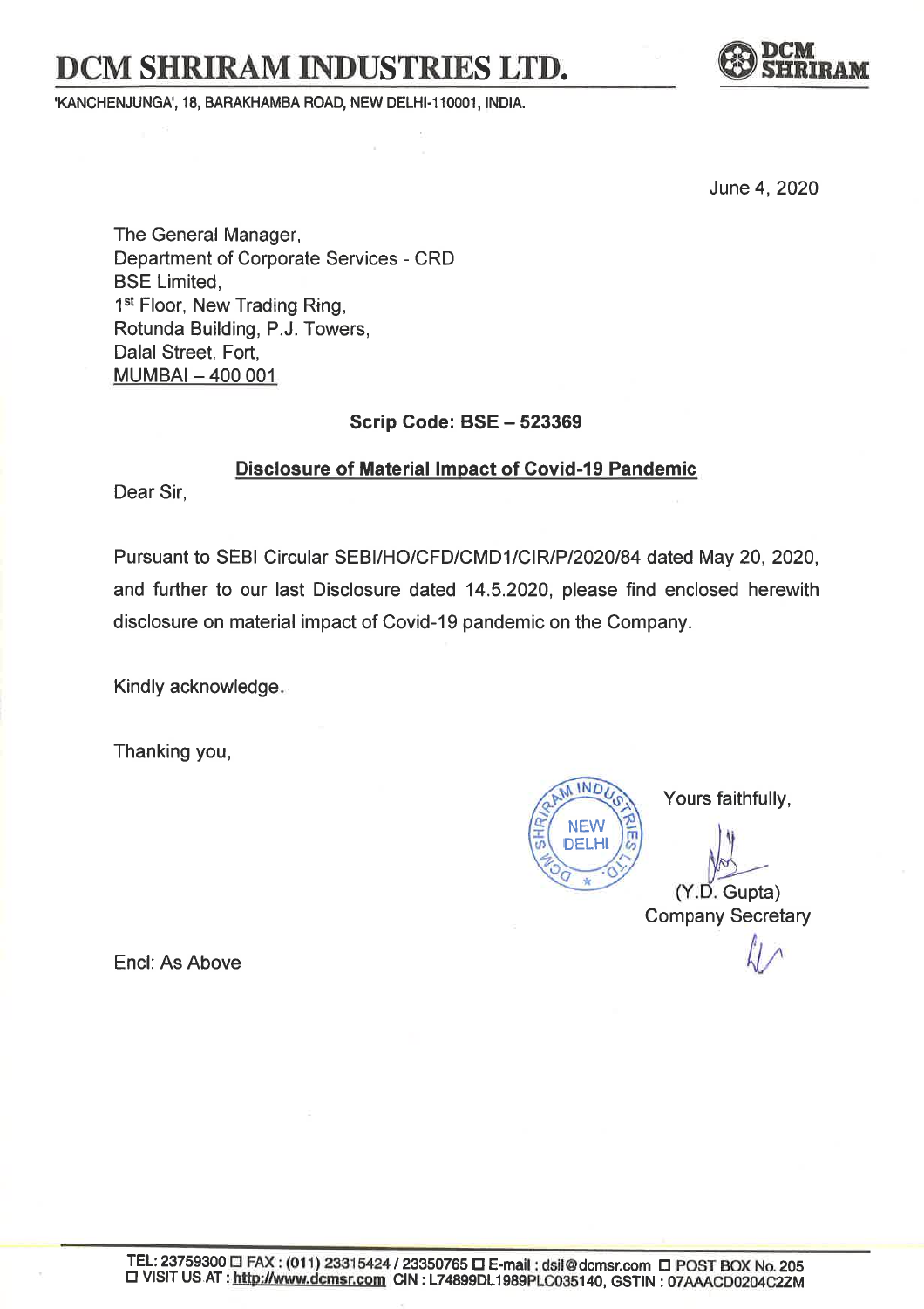# DCM SHRIRAM INDUSTRIES LTD.

'KANCHENJUNGA', 18, BARAKHAMBA ROAD, NEW DELHI-110001, INDIA.

June 4, 2020

The General Manager,
Department of Corporate Services - CRD
BSE Limited,
1st Floor, New Trading Ring,
Rotunda Building, P.J. Towers,
Dalal Street, Fort,
MUMBAI – 400 001

**Scrip Code: BSE – 523369**

**Disclosure of Material Impact of Covid-19 Pandemic**

Dear Sir,

Pursuant to SEBI Circular SEBI/HO/CFD/CMD1/CIR/P/2020/84 dated May 20, 2020, and further to our last Disclosure dated 14.5.2020, please find enclosed herewith disclosure on material impact of Covid-19 pandemic on the Company.

Kindly acknowledge.

Thanking you,

Yours faithfully,

(Y.D. Gupta)
Company Secretary

Encl: As Above

TEL: 23759300 □ FAX : (011) 23315424 / 23350765 □ E-mail : dsil@dcmsr.com □ POST BOX No. 205
□ VISIT US AT : http://www.dcmsr.com CIN : L74899DL1989PLC035140, GSTIN : 07AAACD0204C2ZM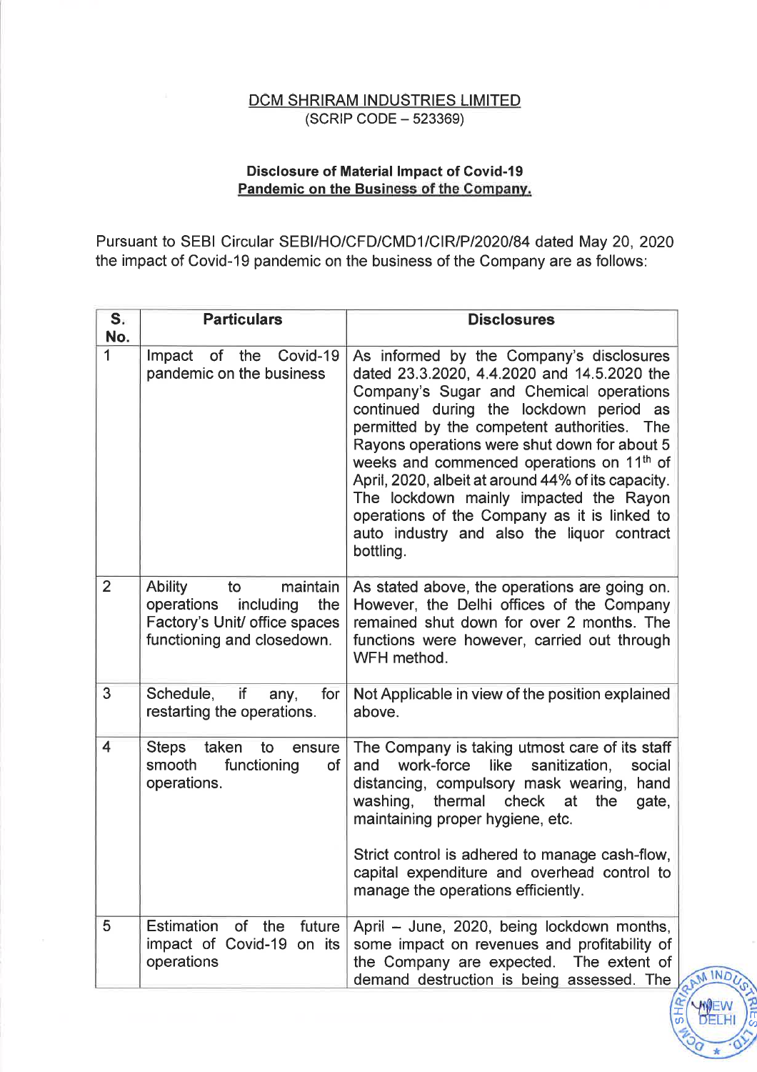<u>DCM SHRIRAM INDUSTRIES LIMITED</u>
(SCRIP CODE – 523369)

**Disclosure of Material Impact of Covid-19**
**<u>Pandemic on the Business of the Company.</u>**

Pursuant to SEBI Circular SEBI/HO/CFD/CMD1/CIR/P/2020/84 dated May 20, 2020 the impact of Covid-19 pandemic on the business of the Company are as follows:

| S. No. | Particulars | Disclosures |
|---|---|---|
| 1 | Impact of the Covid-19 pandemic on the business | As informed by the Company's disclosures dated 23.3.2020, 4.4.2020 and 14.5.2020 the Company's Sugar and Chemical operations continued during the lockdown period as permitted by the competent authorities. The Rayons operations were shut down for about 5 weeks and commenced operations on 11th of April, 2020, albeit at around 44% of its capacity. The lockdown mainly impacted the Rayon operations of the Company as it is linked to auto industry and also the liquor contract bottling. |
| 2 | Ability to maintain operations including the Factory's Unit/ office spaces functioning and closedown. | As stated above, the operations are going on. However, the Delhi offices of the Company remained shut down for over 2 months. The functions were however, carried out through WFH method. |
| 3 | Schedule, if any, for restarting the operations. | Not Applicable in view of the position explained above. |
| 4 | Steps taken to ensure smooth functioning of operations. | The Company is taking utmost care of its staff and work-force like sanitization, social distancing, compulsory mask wearing, hand washing, thermal check at the gate, maintaining proper hygiene, etc.<br><br>Strict control is adhered to manage cash-flow, capital expenditure and overhead control to manage the operations efficiently. |
| 5 | Estimation of the future impact of Covid-19 on its operations | April – June, 2020, being lockdown months, some impact on revenues and profitability of the Company are expected. The extent of demand destruction is being assessed. The |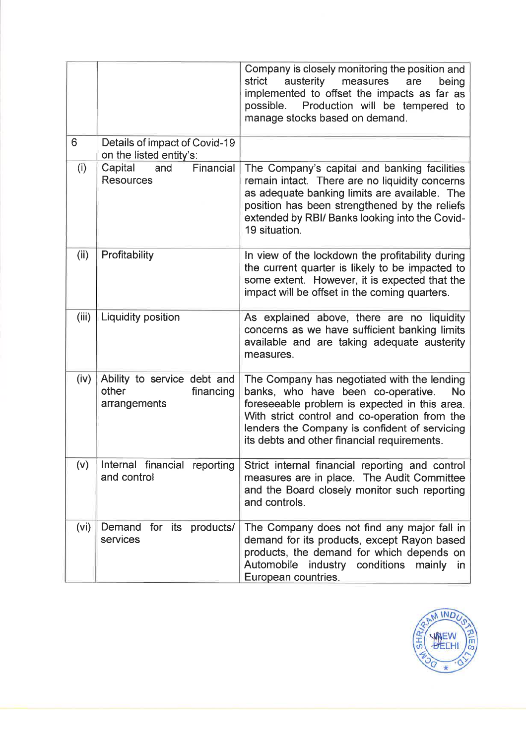| | | |
|---|---|---|
| | | Company is closely monitoring the position and strict austerity measures are being implemented to offset the impacts as far as possible. Production will be tempered to manage stocks based on demand. |
| 6 | Details of impact of Covid-19 on the listed entity's: | |
| (i) | Capital and Financial Resources | The Company's capital and banking facilities remain intact. There are no liquidity concerns as adequate banking limits are available. The position has been strengthened by the reliefs extended by RBI/ Banks looking into the Covid-19 situation. |
| (ii) | Profitability | In view of the lockdown the profitability during the current quarter is likely to be impacted to some extent. However, it is expected that the impact will be offset in the coming quarters. |
| (iii) | Liquidity position | As explained above, there are no liquidity concerns as we have sufficient banking limits available and are taking adequate austerity measures. |
| (iv) | Ability to service debt and other financing arrangements | The Company has negotiated with the lending banks, who have been co-operative. No foreseeable problem is expected in this area. With strict control and co-operation from the lenders the Company is confident of servicing its debts and other financial requirements. |
| (v) | Internal financial reporting and control | Strict internal financial reporting and control measures are in place. The Audit Committee and the Board closely monitor such reporting and controls. |
| (vi) | Demand for its products/ services | The Company does not find any major fall in demand for its products, except Rayon based products, the demand for which depends on Automobile industry conditions mainly in European countries. |